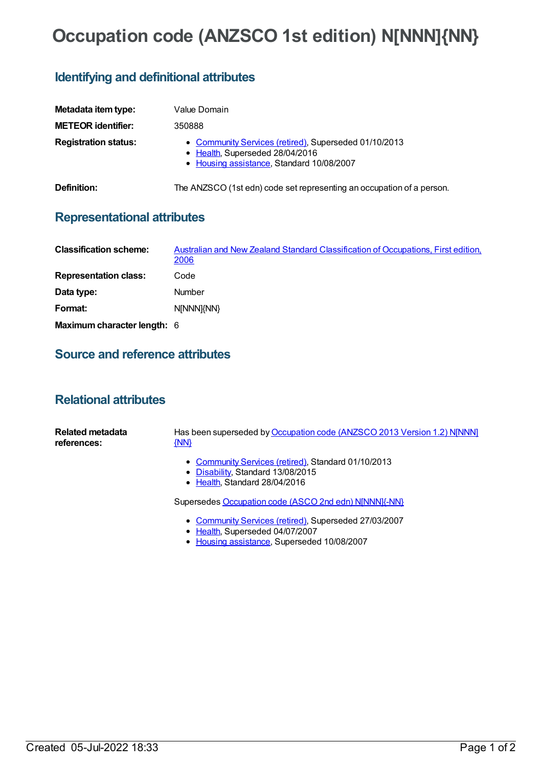# Occupation code (ANZSCO 1st edition) N[NNN]{NN}

## Identifying and definitional attributes

**Metadata item type:** Value Domain

**METEOR identifier:** 350888

**Registration status:**

- Community Services (retired), Superseded 01/10/2013
- Health, Superseded 28/04/2016
- Housing assistance, Standard 10/08/2007

**Definition:** The ANZSCO (1st edn) code set representing an occupation of a person.

## Representational attributes

**Classification scheme:** Australian and New Zealand Standard Classification of Occupations, First edition, 2006

**Representation class:** Code

**Data type:** Number

**Format:** N[NNN]{NN}

**Maximum character length:** 6

## Source and reference attributes

## Relational attributes

**Related metadata references:**

Has been superseded by Occupation code (ANZSCO 2013 Version 1.2) N[NNN]{NN}

- Community Services (retired), Standard 01/10/2013
- Disability, Standard 13/08/2015
- Health, Standard 28/04/2016

Supersedes Occupation code (ASCO 2nd edn) N[NNN]{-NN}

- Community Services (retired), Superseded 27/03/2007
- Health, Superseded 04/07/2007
- Housing assistance, Superseded 10/08/2007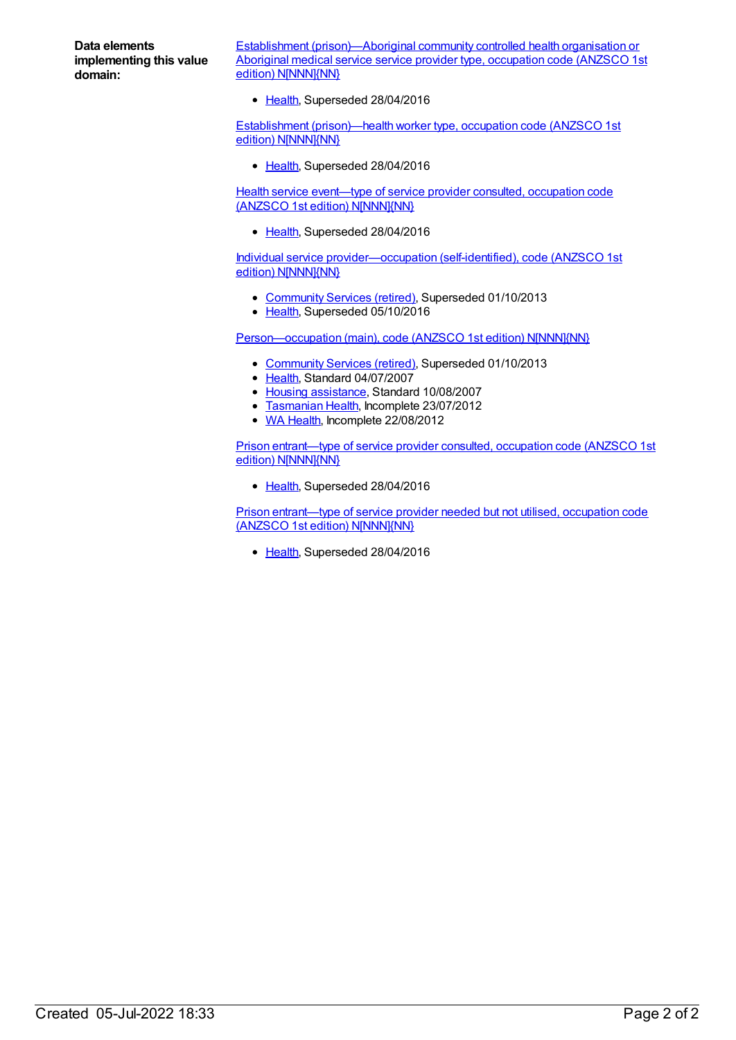**Data elements implementing this value domain:**

Establishment (prison)—Aboriginal community controlled health organisation or Aboriginal medical service service provider type, occupation code (ANZSCO 1st edition) N[NNN]{NN}

- Health, Superseded 28/04/2016

Establishment (prison)—health worker type, occupation code (ANZSCO 1st edition) N[NNN]{NN}

- Health, Superseded 28/04/2016

Health service event—type of service provider consulted, occupation code (ANZSCO 1st edition) N[NNN]{NN}

- Health, Superseded 28/04/2016

Individual service provider—occupation (self-identified), code (ANZSCO 1st edition) N[NNN]{NN}

- Community Services (retired), Superseded 01/10/2013
- Health, Superseded 05/10/2016

Person—occupation (main), code (ANZSCO 1st edition) N[NNN]{NN}

- Community Services (retired), Superseded 01/10/2013
- Health, Standard 04/07/2007
- Housing assistance, Standard 10/08/2007
- Tasmanian Health, Incomplete 23/07/2012
- WA Health, Incomplete 22/08/2012

Prison entrant—type of service provider consulted, occupation code (ANZSCO 1st edition) N[NNN]{NN}

- Health, Superseded 28/04/2016

Prison entrant—type of service provider needed but not utilised, occupation code (ANZSCO 1st edition) N[NNN]{NN}

- Health, Superseded 28/04/2016